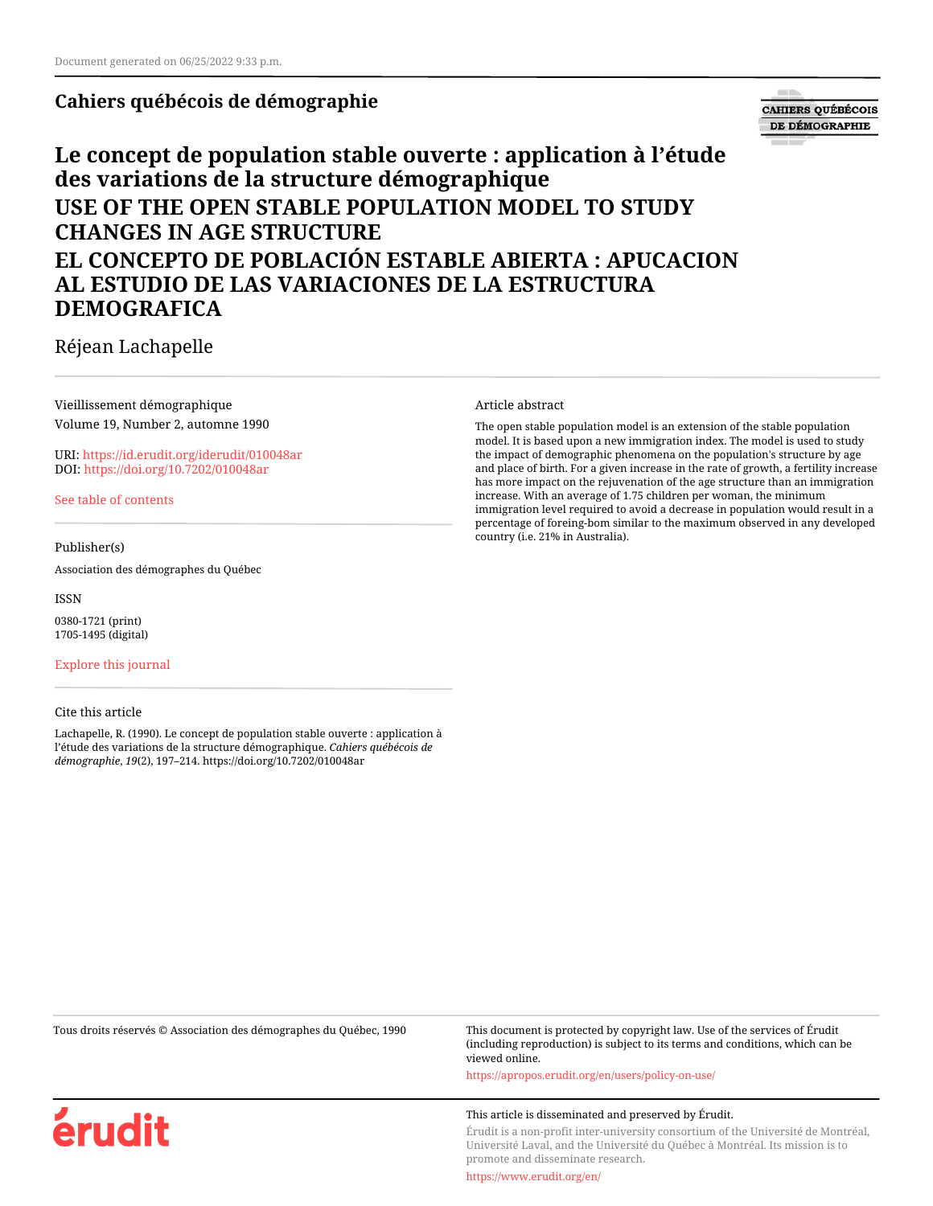Document generated on 06/25/2022 9:33 p.m.

**Cahiers québécois de démographie**

# Le concept de population stable ouverte : application à l'étude des variations de la structure démographique

# USE OF THE OPEN STABLE POPULATION MODEL TO STUDY CHANGES IN AGE STRUCTURE

# EL CONCEPTO DE POBLACIÓN ESTABLE ABIERTA : APUCACION AL ESTUDIO DE LAS VARIACIONES DE LA ESTRUCTURA DEMOGRAFICA

Réjean Lachapelle

Vieillissement démographique
Volume 19, Number 2, automne 1990

URI: https://id.erudit.org/iderudit/010048ar
DOI: https://doi.org/10.7202/010048ar

See table of contents

Publisher(s)

Association des démographes du Québec

ISSN

0380-1721 (print)
1705-1495 (digital)

Explore this journal

Cite this article

Lachapelle, R. (1990). Le concept de population stable ouverte : application à l'étude des variations de la structure démographique. *Cahiers québécois de démographie*, *19*(2), 197–214. https://doi.org/10.7202/010048ar

Article abstract

The open stable population model is an extension of the stable population model. It is based upon a new immigration index. The model is used to study the impact of demographic phenomena on the population's structure by age and place of birth. For a given increase in the rate of growth, a fertility increase has more impact on the rejuvenation of the age structure than an immigration increase. With an average of 1.75 children per woman, the minimum immigration level required to avoid a decrease in population would result in a percentage of foreing-bom similar to the maximum observed in any developed country (i.e. 21% in Australia).

Tous droits réservés © Association des démographes du Québec, 1990

This document is protected by copyright law. Use of the services of Érudit (including reproduction) is subject to its terms and conditions, which can be viewed online.

https://apropos.erudit.org/en/users/policy-on-use/

This article is disseminated and preserved by Érudit.

Érudit is a non-profit inter-university consortium of the Université de Montréal, Université Laval, and the Université du Québec à Montréal. Its mission is to promote and disseminate research.

https://www.erudit.org/en/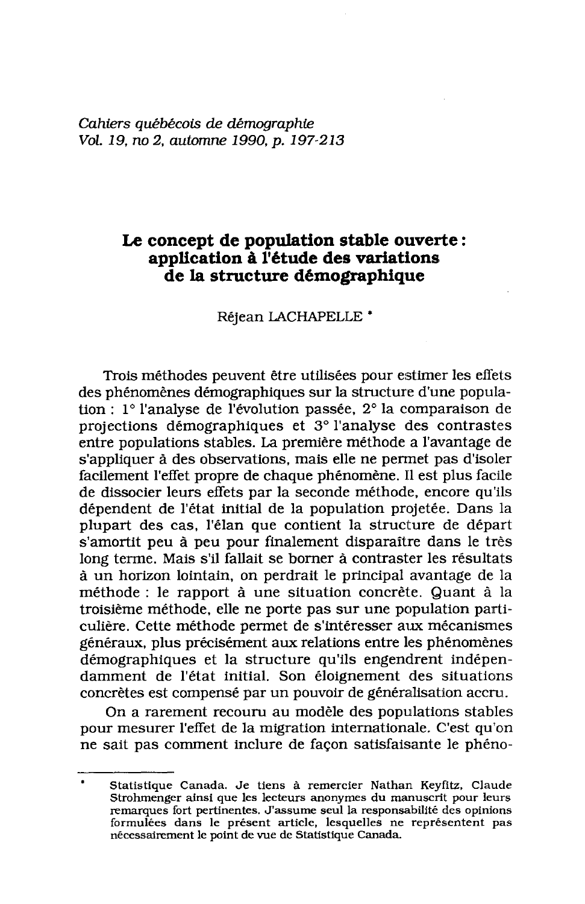*Cahiers québécois de démographie*
*Vol. 19, no 2, automne 1990, p. 197-213*

# Le concept de population stable ouverte : application à l'étude des variations de la structure démographique

Réjean LACHAPELLE *

Trois méthodes peuvent être utilisées pour estimer les effets des phénomènes démographiques sur la structure d'une population : 1° l'analyse de l'évolution passée, 2° la comparaison de projections démographiques et 3° l'analyse des contrastes entre populations stables. La première méthode a l'avantage de s'appliquer à des observations, mais elle ne permet pas d'isoler facilement l'effet propre de chaque phénomène. Il est plus facile de dissocier leurs effets par la seconde méthode, encore qu'ils dépendent de l'état initial de la population projetée. Dans la plupart des cas, l'élan que contient la structure de départ s'amortit peu à peu pour finalement disparaître dans le très long terme. Mais s'il fallait se borner à contraster les résultats à un horizon lointain, on perdrait le principal avantage de la méthode : le rapport à une situation concrète. Quant à la troisième méthode, elle ne porte pas sur une population particulière. Cette méthode permet de s'intéresser aux mécanismes généraux, plus précisément aux relations entre les phénomènes démographiques et la structure qu'ils engendrent indépendamment de l'état initial. Son éloignement des situations concrètes est compensé par un pouvoir de généralisation accru.

On a rarement recouru au modèle des populations stables pour mesurer l'effet de la migration internationale. C'est qu'on ne sait pas comment inclure de façon satisfaisante le phéno-

---

* Statistique Canada. Je tiens à remercier Nathan Keyfitz, Claude Strohmenger ainsi que les lecteurs anonymes du manuscrit pour leurs remarques fort pertinentes. J'assume seul la responsabilité des opinions formulées dans le présent article, lesquelles ne représentent pas nécessairement le point de vue de Statistique Canada.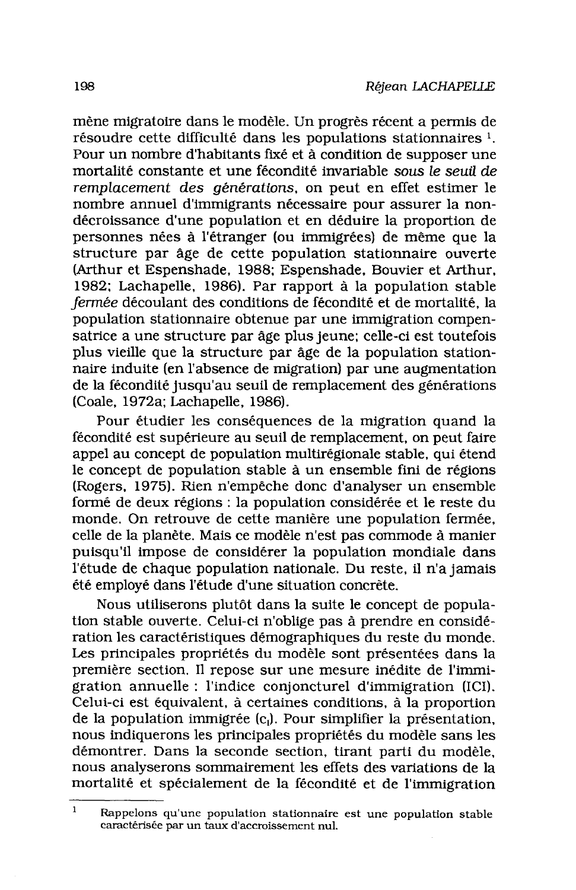mène migratoire dans le modèle. Un progrès récent a permis de résoudre cette difficulté dans les populations stationnaires [1]. Pour un nombre d'habitants fixé et à condition de supposer une mortalité constante et une fécondité invariable *sous le seuil de remplacement des générations*, on peut en effet estimer le nombre annuel d'immigrants nécessaire pour assurer la non-décroissance d'une population et en déduire la proportion de personnes nées à l'étranger (ou immigrées) de même que la structure par âge de cette population stationnaire ouverte (Arthur et Espenshade, 1988; Espenshade, Bouvier et Arthur, 1982; Lachapelle, 1986). Par rapport à la population stable *fermée* découlant des conditions de fécondité et de mortalité, la population stationnaire obtenue par une immigration compensatrice a une structure par âge plus jeune; celle-ci est toutefois plus vieille que la structure par âge de la population stationnaire induite (en l'absence de migration) par une augmentation de la fécondité jusqu'au seuil de remplacement des générations (Coale, 1972a; Lachapelle, 1986).

Pour étudier les conséquences de la migration quand la fécondité est supérieure au seuil de remplacement, on peut faire appel au concept de population multirégionale stable, qui étend le concept de population stable à un ensemble fini de régions (Rogers, 1975). Rien n'empêche donc d'analyser un ensemble formé de deux régions : la population considérée et le reste du monde. On retrouve de cette manière une population fermée, celle de la planète. Mais ce modèle n'est pas commode à manier puisqu'il impose de considérer la population mondiale dans l'étude de chaque population nationale. Du reste, il n'a jamais été employé dans l'étude d'une situation concrète.

Nous utiliserons plutôt dans la suite le concept de population stable ouverte. Celui-ci n'oblige pas à prendre en considération les caractéristiques démographiques du reste du monde. Les principales propriétés du modèle sont présentées dans la première section. Il repose sur une mesure inédite de l'immigration annuelle : l'indice conjoncturel d'immigration (ICI). Celui-ci est équivalent, à certaines conditions, à la proportion de la population immigrée ($c_i$). Pour simplifier la présentation, nous indiquerons les principales propriétés du modèle sans les démontrer. Dans la seconde section, tirant parti du modèle, nous analyserons sommairement les effets des variations de la mortalité et spécialement de la fécondité et de l'immigration

[1] Rappelons qu'une population stationnaire est une population stable caractérisée par un taux d'accroissement nul.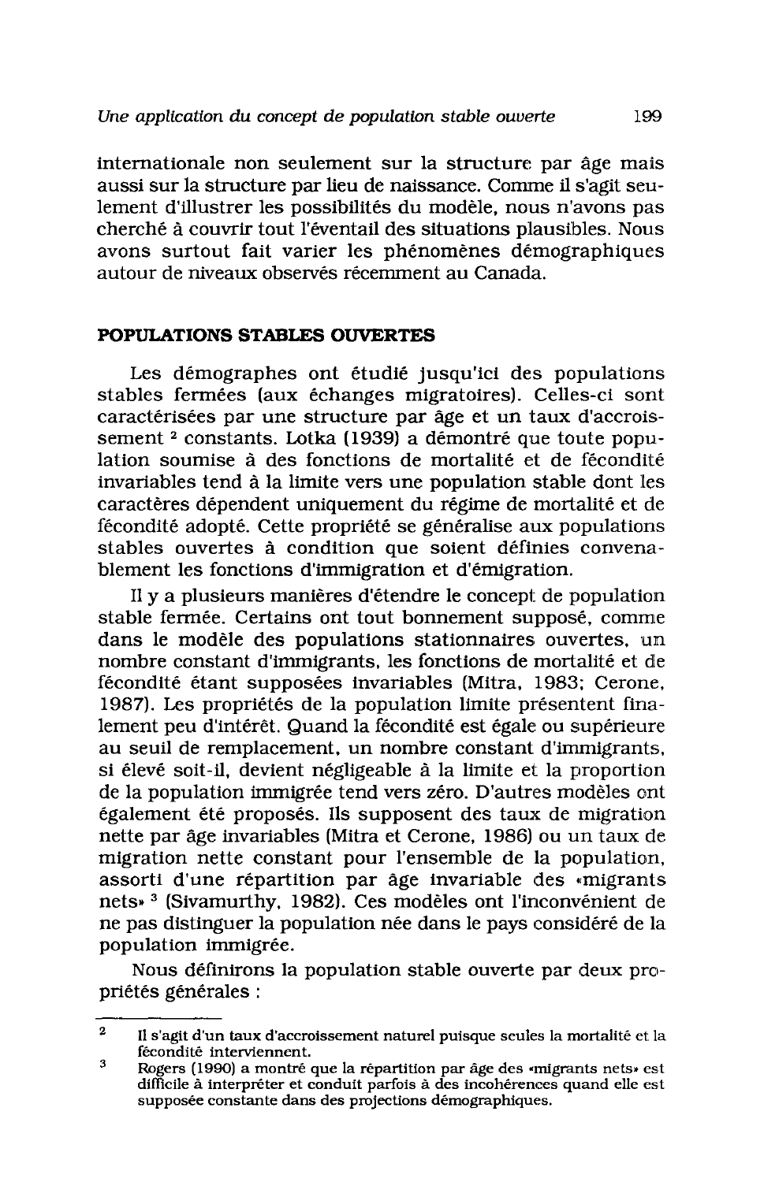internationale non seulement sur la structure par âge mais aussi sur la structure par lieu de naissance. Comme il s'agit seulement d'illustrer les possibilités du modèle, nous n'avons pas cherché à couvrir tout l'éventail des situations plausibles. Nous avons surtout fait varier les phénomènes démographiques autour de niveaux observés récemment au Canada.

## POPULATIONS STABLES OUVERTES

Les démographes ont étudié jusqu'ici des populations stables fermées (aux échanges migratoires). Celles-ci sont caractérisées par une structure par âge et un taux d'accroissement [2] constants. Lotka (1939) a démontré que toute population soumise à des fonctions de mortalité et de fécondité invariables tend à la limite vers une population stable dont les caractères dépendent uniquement du régime de mortalité et de fécondité adopté. Cette propriété se généralise aux populations stables ouvertes à condition que soient définies convenablement les fonctions d'immigration et d'émigration.

Il y a plusieurs manières d'étendre le concept de population stable fermée. Certains ont tout bonnement supposé, comme dans le modèle des populations stationnaires ouvertes, un nombre constant d'immigrants, les fonctions de mortalité et de fécondité étant supposées invariables (Mitra, 1983; Cerone, 1987). Les propriétés de la population limite présentent finalement peu d'intérêt. Quand la fécondité est égale ou supérieure au seuil de remplacement, un nombre constant d'immigrants, si élevé soit-il, devient négligeable à la limite et la proportion de la population immigrée tend vers zéro. D'autres modèles ont également été proposés. Ils supposent des taux de migration nette par âge invariables (Mitra et Cerone, 1986) ou un taux de migration nette constant pour l'ensemble de la population, assorti d'une répartition par âge invariable des «migrants nets» [3] (Sivamurthy, 1982). Ces modèles ont l'inconvénient de ne pas distinguer la population née dans le pays considéré de la population immigrée.

Nous définirons la population stable ouverte par deux propriétés générales :

---

[2] Il s'agit d'un taux d'accroissement naturel puisque seules la mortalité et la fécondité interviennent.

[3] Rogers (1990) a montré que la répartition par âge des «migrants nets» est difficile à interpréter et conduit parfois à des incohérences quand elle est supposée constante dans des projections démographiques.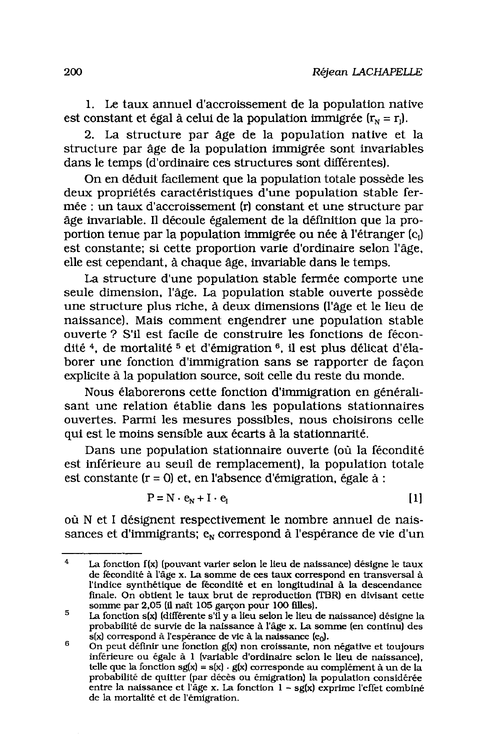1. Le taux annuel d'accroissement de la population native est constant et égal à celui de la population immigrée ($r_N = r_I$).

2. La structure par âge de la population native et la structure par âge de la population immigrée sont invariables dans le temps (d'ordinaire ces structures sont différentes).

On en déduit facilement que la population totale possède les deux propriétés caractéristiques d'une population stable fermée : un taux d'accroissement (r) constant et une structure par âge invariable. Il découle également de la définition que la proportion tenue par la population immigrée ou née à l'étranger ($c_I$) est constante; si cette proportion varie d'ordinaire selon l'âge, elle est cependant, à chaque âge, invariable dans le temps.

La structure d'une population stable fermée comporte une seule dimension, l'âge. La population stable ouverte possède une structure plus riche, à deux dimensions (l'âge et le lieu de naissance). Mais comment engendrer une population stable ouverte ? S'il est facile de construire les fonctions de fécondité [4], de mortalité [5] et d'émigration [6], il est plus délicat d'élaborer une fonction d'immigration sans se rapporter de façon explicite à la population source, soit celle du reste du monde.

Nous élaborerons cette fonction d'immigration en généralisant une relation établie dans les populations stationnaires ouvertes. Parmi les mesures possibles, nous choisirons celle qui est le moins sensible aux écarts à la stationnarité.

Dans une population stationnaire ouverte (où la fécondité est inférieure au seuil de remplacement), la population totale est constante (r = 0) et, en l'absence d'émigration, égale à :

$$P = N \cdot e_N + I \cdot e_I \qquad [1]$$

où N et I désignent respectivement le nombre annuel de naissances et d'immigrants; $e_N$ correspond à l'espérance de vie d'un

---

[4] La fonction f(x) (pouvant varier selon le lieu de naissance) désigne le taux de fécondité à l'âge x. La somme de ces taux correspond en transversal à l'indice synthétique de fécondité et en longitudinal à la descendance finale. On obtient le taux brut de reproduction (TBR) en divisant cette somme par 2,05 (il naît 105 garçon pour 100 filles).

[5] La fonction s(x) (différente s'il y a lieu selon le lieu de naissance) désigne la probabilité de survie de la naissance à l'âge x. La somme (en continu) des s(x) correspond à l'espérance de vie à la naissance ($e_0$).

[6] On peut définir une fonction g(x) non croissante, non négative et toujours inférieure ou égale à 1 (variable d'ordinaire selon le lieu de naissance), telle que la fonction sg(x) = s(x) · g(x) corresponde au complément à un de la probabilité de quitter (par décès ou émigration) la population considérée entre la naissance et l'âge x. La fonction 1 – sg(x) exprime l'effet combiné de la mortalité et de l'émigration.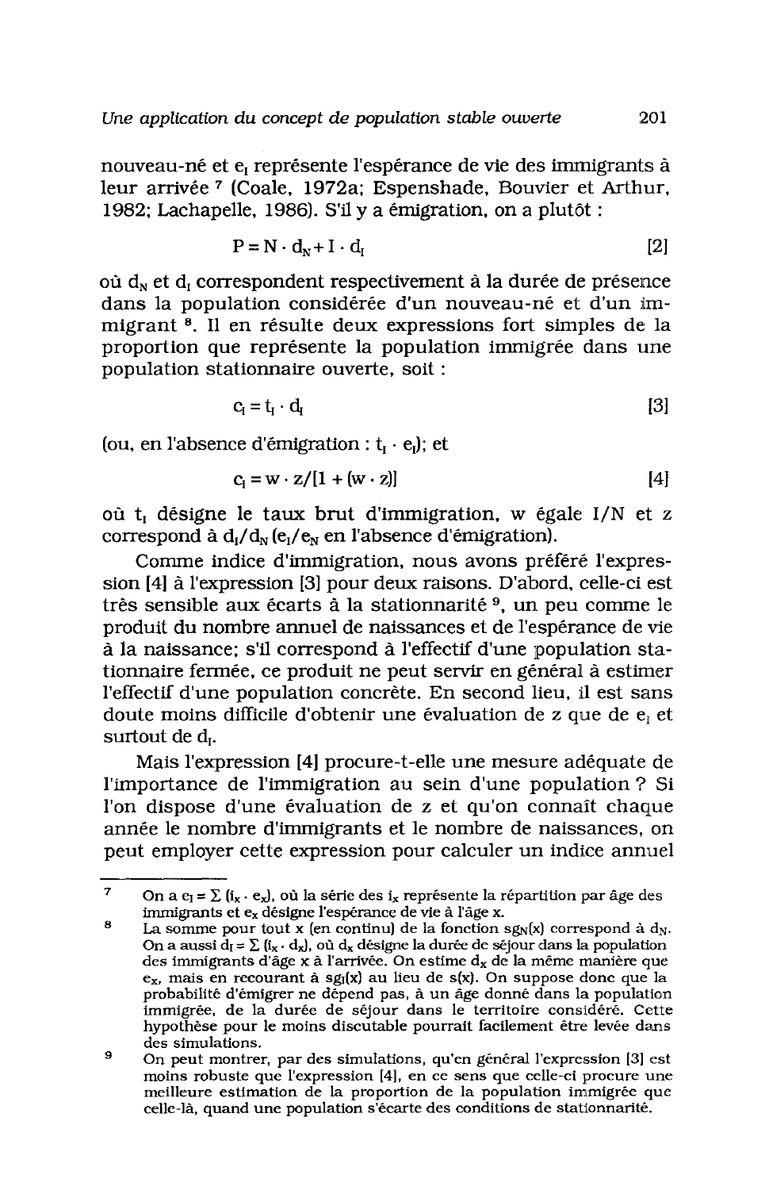nouveau-né et $e_I$ représente l'espérance de vie des immigrants à leur arrivée [7] (Coale, 1972a; Espenshade, Bouvier et Arthur, 1982; Lachapelle, 1986). S'il y a émigration, on a plutôt :

$$P = N \cdot d_N + I \cdot d_I \qquad [2]$$

où $d_N$ et $d_I$ correspondent respectivement à la durée de présence dans la population considérée d'un nouveau-né et d'un immigrant [8]. Il en résulte deux expressions fort simples de la proportion que représente la population immigrée dans une population stationnaire ouverte, soit :

$$c_I = t_I \cdot d_I \qquad [3]$$

(ou, en l'absence d'émigration : $t_I \cdot e_I$); et

$$c_I = w \cdot z/[1 + (w \cdot z)] \qquad [4]$$

où $t_I$ désigne le taux brut d'immigration, w égale I/N et z correspond à $d_I/d_N$ ($e_I/e_N$ en l'absence d'émigration).

Comme indice d'immigration, nous avons préféré l'expression [4] à l'expression [3] pour deux raisons. D'abord, celle-ci est très sensible aux écarts à la stationnarité [9], un peu comme le produit du nombre annuel de naissances et de l'espérance de vie à la naissance; s'il correspond à l'effectif d'une population stationnaire fermée, ce produit ne peut servir en général à estimer l'effectif d'une population concrète. En second lieu, il est sans doute moins difficile d'obtenir une évaluation de z que de $e_I$ et surtout de $d_I$.

Mais l'expression [4] procure-t-elle une mesure adéquate de l'importance de l'immigration au sein d'une population ? Si l'on dispose d'une évaluation de z et qu'on connaît chaque année le nombre d'immigrants et le nombre de naissances, on peut employer cette expression pour calculer un indice annuel

---

[7] On a $e_I = \Sigma\,(i_x \cdot e_x)$, où la série des $i_x$ représente la répartition par âge des immigrants et $e_x$ désigne l'espérance de vie à l'âge x.

[8] La somme pour tout x (en continu) de la fonction $s_{gN}(x)$ correspond à $d_N$. On a aussi $d_I = \Sigma\,(i_x \cdot d_x)$, où $d_x$ désigne la durée de séjour dans la population des immigrants d'âge x à l'arrivée. On estime $d_x$ de la même manière que $e_x$, mais en recourant à $s_{gI}(x)$ au lieu de s(x). On suppose donc que la probabilité d'émigrer ne dépend pas, à un âge donné dans la population immigrée, de la durée de séjour dans le territoire considéré. Cette hypothèse pour le moins discutable pourrait facilement être levée dans des simulations.

[9] On peut montrer, par des simulations, qu'en général l'expression [3] est moins robuste que l'expression [4], en ce sens que celle-ci procure une meilleure estimation de la proportion de la population immigrée que celle-là, quand une population s'écarte des conditions de stationnarité.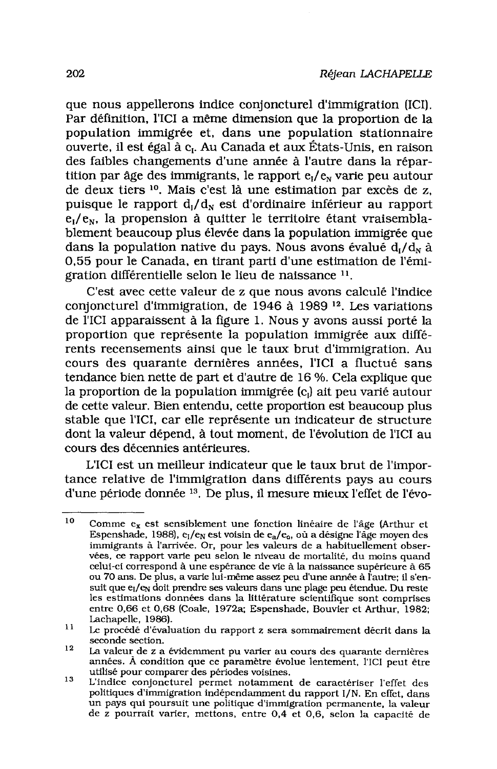que nous appellerons indice conjoncturel d'immigration (ICI). Par définition, l'ICI a même dimension que la proportion de la population immigrée et, dans une population stationnaire ouverte, il est égal à $c_I$. Au Canada et aux États-Unis, en raison des faibles changements d'une année à l'autre dans la répartition par âge des immigrants, le rapport $e_I/e_N$ varie peu autour de deux tiers [10]. Mais c'est là une estimation par excès de z, puisque le rapport $d_I/d_N$ est d'ordinaire inférieur au rapport $e_I/e_N$, la propension à quitter le territoire étant vraisemblablement beaucoup plus élevée dans la population immigrée que dans la population native du pays. Nous avons évalué $d_I/d_N$ à 0,55 pour le Canada, en tirant parti d'une estimation de l'émigration différentielle selon le lieu de naissance [11].

C'est avec cette valeur de z que nous avons calculé l'indice conjoncturel d'immigration, de 1946 à 1989 [12]. Les variations de l'ICI apparaissent à la figure 1. Nous y avons aussi porté la proportion que représente la population immigrée aux différents recensements ainsi que le taux brut d'immigration. Au cours des quarante dernières années, l'ICI a fluctué sans tendance bien nette de part et d'autre de 16 %. Cela explique que la proportion de la population immigrée ($c_I$) ait peu varié autour de cette valeur. Bien entendu, cette proportion est beaucoup plus stable que l'ICI, car elle représente un indicateur de structure dont la valeur dépend, à tout moment, de l'évolution de l'ICI au cours des décennies antérieures.

L'ICI est un meilleur indicateur que le taux brut de l'importance relative de l'immigration dans différents pays au cours d'une période donnée [13]. De plus, il mesure mieux l'effet de l'évo-

---

[10] Comme $e_x$ est sensiblement une fonction linéaire de l'âge (Arthur et Espenshade, 1988), $e_I/e_N$ est voisin de $e_a/e_0$, où a désigne l'âge moyen des immigrants à l'arrivée. Or, pour les valeurs de a habituellement observées, ce rapport varie peu selon le niveau de mortalité, du moins quand celui-ci correspond à une espérance de vie à la naissance supérieure à 65 ou 70 ans. De plus, a varie lui-même assez peu d'une année à l'autre; il s'ensuit que $e_I/e_N$ doit prendre ses valeurs dans une plage peu étendue. Du reste les estimations données dans la littérature scientifique sont comprises entre 0,66 et 0,68 (Coale, 1972a; Espenshade, Bouvier et Arthur, 1982; Lachapelle, 1986).

[11] Le procédé d'évaluation du rapport z sera sommairement décrit dans la seconde section.

[12] La valeur de z a évidemment pu varier au cours des quarante dernières années. À condition que ce paramètre évolue lentement, l'ICI peut être utilisé pour comparer des périodes voisines.

[13] L'indice conjoncturel permet notamment de caractériser l'effet des politiques d'immigration indépendamment du rapport I/N. En effet, dans un pays qui poursuit une politique d'immigration permanente, la valeur de z pourrait varier, mettons, entre 0,4 et 0,6, selon la capacité de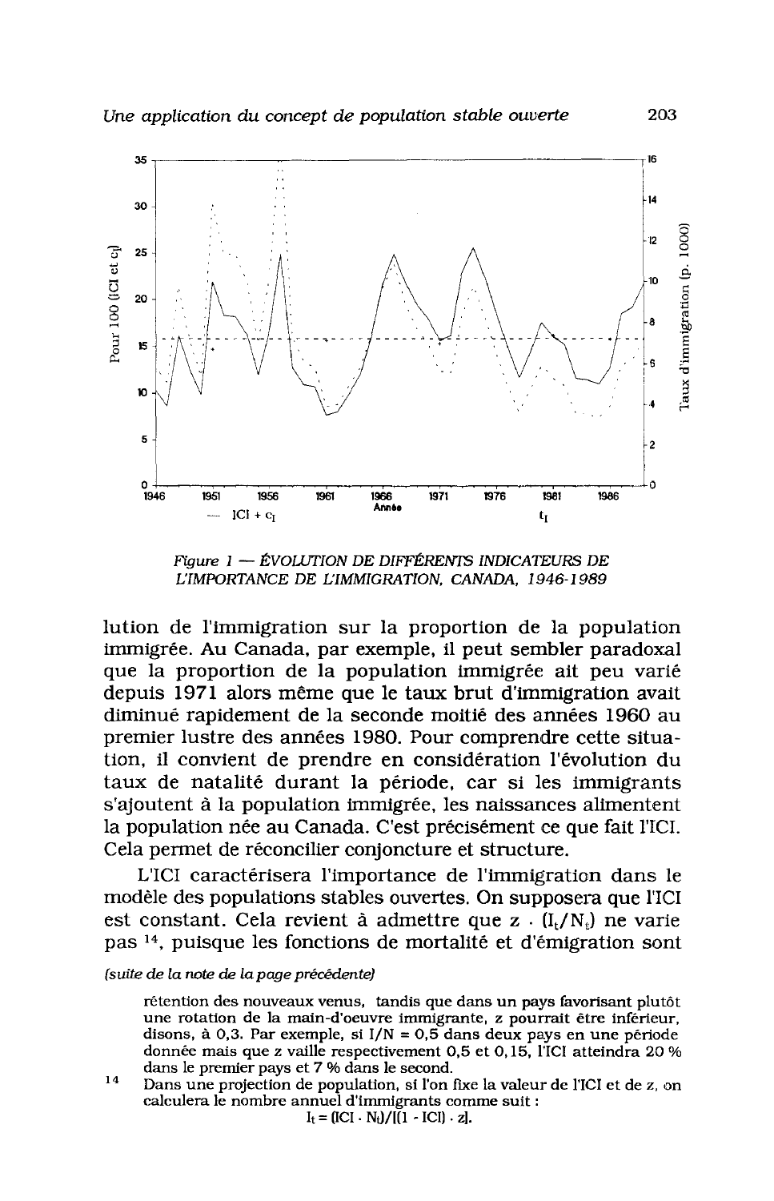*Figure 1 — ÉVOLUTION DE DIFFÉRENTS INDICATEURS DE L'IMPORTANCE DE L'IMMIGRATION, CANADA, 1946-1989*

lution de l'immigration sur la proportion de la population immigrée. Au Canada, par exemple, il peut sembler paradoxal que la proportion de la population immigrée ait peu varié depuis 1971 alors même que le taux brut d'immigration avait diminué rapidement de la seconde moitié des années 1960 au premier lustre des années 1980. Pour comprendre cette situation, il convient de prendre en considération l'évolution du taux de natalité durant la période, car si les immigrants s'ajoutent à la population immigrée, les naissances alimentent la population née au Canada. C'est précisément ce que fait l'ICI. Cela permet de réconcilier conjoncture et structure.

L'ICI caractérisera l'importance de l'immigration dans le modèle des populations stables ouvertes. On supposera que l'ICI est constant. Cela revient à admettre que $z \cdot (I_t/N_t)$ ne varie pas [14], puisque les fonctions de mortalité et d'émigration sont

*(suite de la note de la page précédente)*

rétention des nouveaux venus, tandis que dans un pays favorisant plutôt une rotation de la main-d'oeuvre immigrante, z pourrait être inférieur, disons, à 0,3. Par exemple, si I/N = 0,5 dans deux pays en une période donnée mais que z vaille respectivement 0,5 et 0,15, l'ICI atteindra 20 % dans le premier pays et 7 % dans le second.

[14] Dans une projection de population, si l'on fixe la valeur de l'ICI et de z, on calculera le nombre annuel d'immigrants comme suit :

$$I_t = (\text{ICI} \cdot N_t)/[(1 - \text{ICI}) \cdot z].$$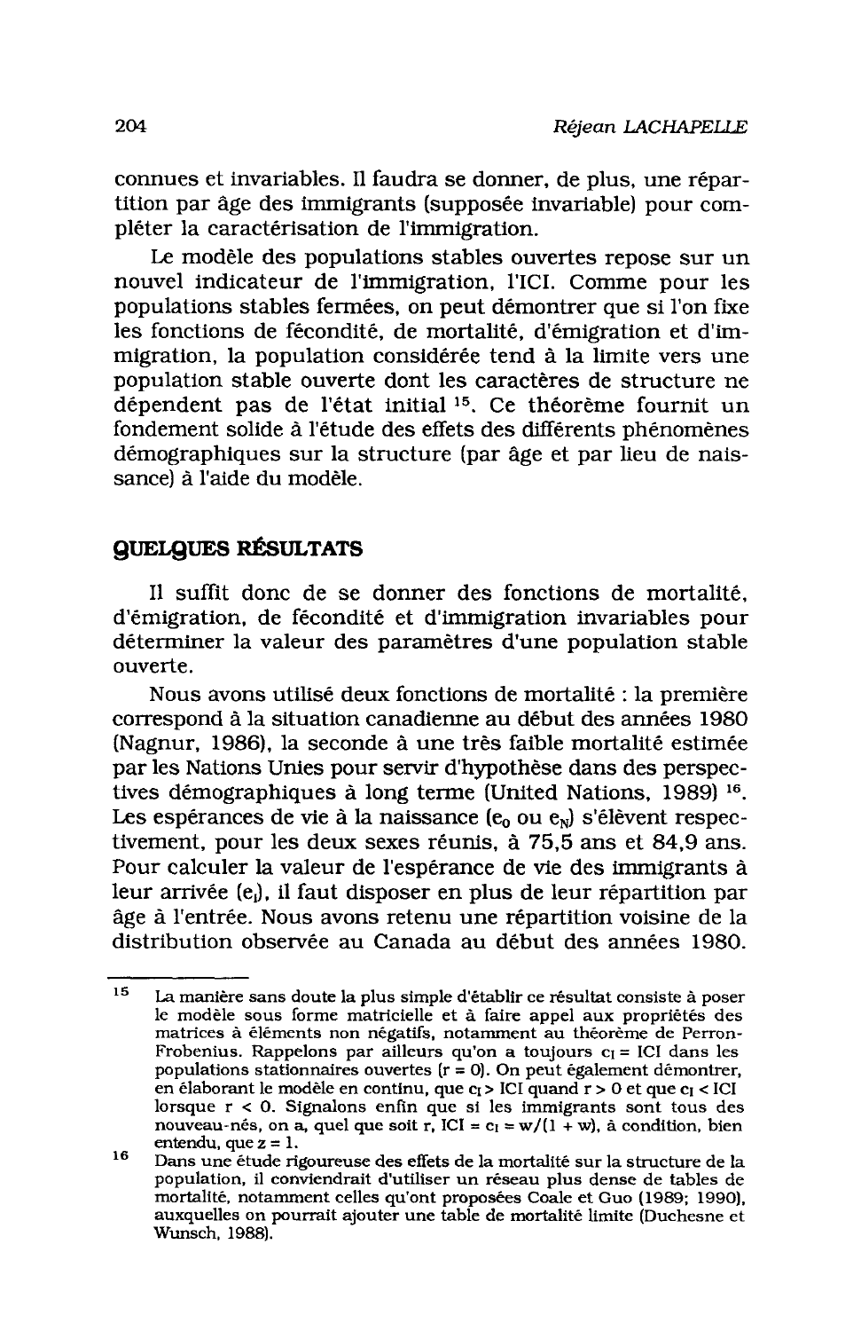connues et invariables. Il faudra se donner, de plus, une répartition par âge des immigrants (supposée invariable) pour compléter la caractérisation de l'immigration.

Le modèle des populations stables ouvertes repose sur un nouvel indicateur de l'immigration, l'ICI. Comme pour les populations stables fermées, on peut démontrer que si l'on fixe les fonctions de fécondité, de mortalité, d'émigration et d'immigration, la population considérée tend à la limite vers une population stable ouverte dont les caractères de structure ne dépendent pas de l'état initial [15]. Ce théorème fournit un fondement solide à l'étude des effets des différents phénomènes démographiques sur la structure (par âge et par lieu de naissance) à l'aide du modèle.

## QUELQUES RÉSULTATS

Il suffit donc de se donner des fonctions de mortalité, d'émigration, de fécondité et d'immigration invariables pour déterminer la valeur des paramètres d'une population stable ouverte.

Nous avons utilisé deux fonctions de mortalité : la première correspond à la situation canadienne au début des années 1980 (Nagnur, 1986), la seconde à une très faible mortalité estimée par les Nations Unies pour servir d'hypothèse dans des perspectives démographiques à long terme (United Nations, 1989) [16]. Les espérances de vie à la naissance ($e_0$ ou $e_N$) s'élèvent respectivement, pour les deux sexes réunis, à 75,5 ans et 84,9 ans. Pour calculer la valeur de l'espérance de vie des immigrants à leur arrivée ($e_I$), il faut disposer en plus de leur répartition par âge à l'entrée. Nous avons retenu une répartition voisine de la distribution observée au Canada au début des années 1980.

---

[15] La manière sans doute la plus simple d'établir ce résultat consiste à poser le modèle sous forme matricielle et à faire appel aux propriétés des matrices à éléments non négatifs, notamment au théorème de Perron-Frobenius. Rappelons par ailleurs qu'on a toujours $c_I$ = ICI dans les populations stationnaires ouvertes ($r = 0$). On peut également démontrer, en élaborant le modèle en continu, que $c_I$ > ICI quand $r > 0$ et que $c_I$ < ICI lorsque $r < 0$. Signalons enfin que si les immigrants sont tous des nouveau-nés, on a, quel que soit r, ICI = $c_I = w/(1 + w)$, à condition, bien entendu, que $z = 1$.

[16] Dans une étude rigoureuse des effets de la mortalité sur la structure de la population, il conviendrait d'utiliser un réseau plus dense de tables de mortalité, notamment celles qu'ont proposées Coale et Guo (1989; 1990), auxquelles on pourrait ajouter une table de mortalité limite (Duchesne et Wunsch, 1988).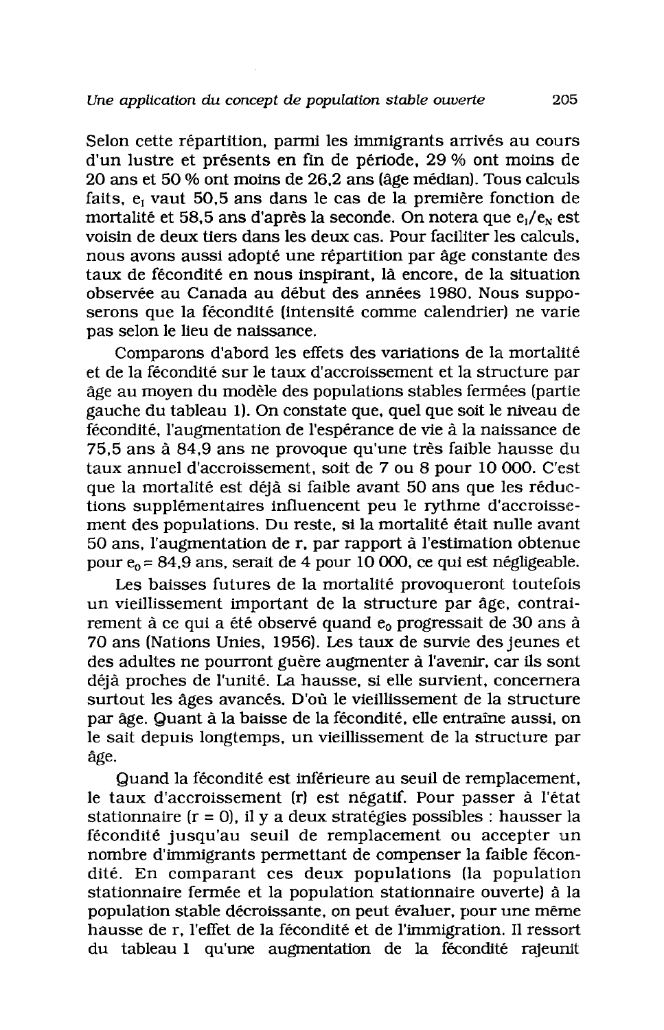Selon cette répartition, parmi les immigrants arrivés au cours d'un lustre et présents en fin de période, 29 % ont moins de 20 ans et 50 % ont moins de 26,2 ans (âge médian). Tous calculs faits, $e_I$ vaut 50,5 ans dans le cas de la première fonction de mortalité et 58,5 ans d'après la seconde. On notera que $e_I/e_N$ est voisin de deux tiers dans les deux cas. Pour faciliter les calculs, nous avons aussi adopté une répartition par âge constante des taux de fécondité en nous inspirant, là encore, de la situation observée au Canada au début des années 1980. Nous supposerons que la fécondité (intensité comme calendrier) ne varie pas selon le lieu de naissance.

Comparons d'abord les effets des variations de la mortalité et de la fécondité sur le taux d'accroissement et la structure par âge au moyen du modèle des populations stables fermées (partie gauche du tableau 1). On constate que, quel que soit le niveau de fécondité, l'augmentation de l'espérance de vie à la naissance de 75,5 ans à 84,9 ans ne provoque qu'une très faible hausse du taux annuel d'accroissement, soit de 7 ou 8 pour 10 000. C'est que la mortalité est déjà si faible avant 50 ans que les réductions supplémentaires influencent peu le rythme d'accroissement des populations. Du reste, si la mortalité était nulle avant 50 ans, l'augmentation de r, par rapport à l'estimation obtenue pour $e_0 = 84,9$ ans, serait de 4 pour 10 000, ce qui est négligeable.

Les baisses futures de la mortalité provoqueront toutefois un vieillissement important de la structure par âge, contrairement à ce qui a été observé quand $e_0$ progressait de 30 ans à 70 ans (Nations Unies, 1956). Les taux de survie des jeunes et des adultes ne pourront guère augmenter à l'avenir, car ils sont déjà proches de l'unité. La hausse, si elle survient, concernera surtout les âges avancés. D'où le vieillissement de la structure par âge. Quant à la baisse de la fécondité, elle entraîne aussi, on le sait depuis longtemps, un vieillissement de la structure par âge.

Quand la fécondité est inférieure au seuil de remplacement, le taux d'accroissement (r) est négatif. Pour passer à l'état stationnaire (r = 0), il y a deux stratégies possibles : hausser la fécondité jusqu'au seuil de remplacement ou accepter un nombre d'immigrants permettant de compenser la faible fécondité. En comparant ces deux populations (la population stationnaire fermée et la population stationnaire ouverte) à la population stable décroissante, on peut évaluer, pour une même hausse de r, l'effet de la fécondité et de l'immigration. Il ressort du tableau 1 qu'une augmentation de la fécondité rajeunit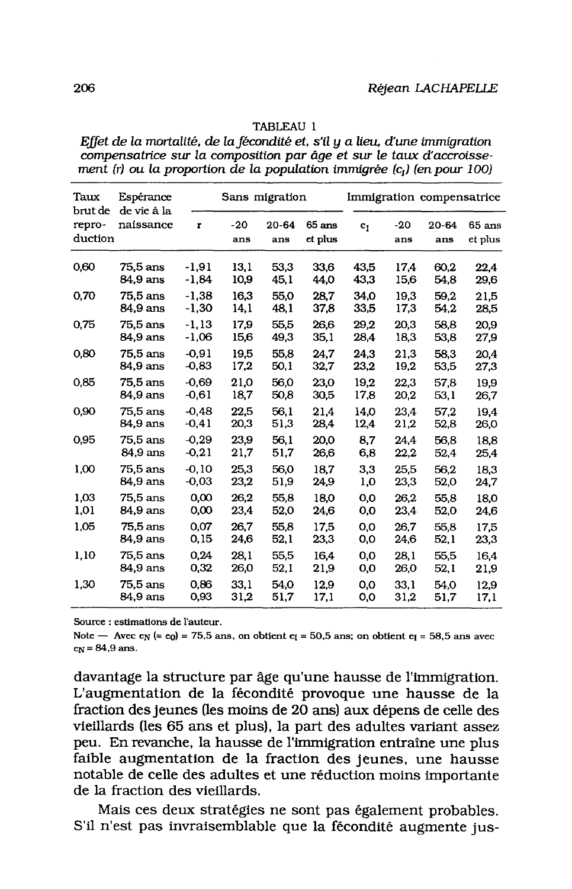TABLEAU 1

*Effet de la mortalité, de la fécondité et, s'il y a lieu, d'une immigration compensatrice sur la composition par âge et sur le taux d'accroissement (r) ou la proportion de la population immigrée ($c_I$) (en pour 100)*

| Taux brut de reproduction | Espérance de vie à la naissance | Sans migration | | | | Immigration compensatrice | | | |
|---|---|---|---|---|---|---|---|---|---|
| | | r | -20 ans | 20-64 ans | 65 ans et plus | $c_I$ | -20 ans | 20-64 ans | 65 ans et plus |
| 0,60 | 75,5 ans | -1,91 | 13,1 | 53,3 | 33,6 | 43,5 | 17,4 | 60,2 | 22,4 |
| | 84,9 ans | -1,84 | 10,9 | 45,1 | 44,0 | 43,3 | 15,6 | 54,8 | 29,6 |
| 0,70 | 75,5 ans | -1,38 | 16,3 | 55,0 | 28,7 | 34,0 | 19,3 | 59,2 | 21,5 |
| | 84,9 ans | -1,30 | 14,1 | 48,1 | 37,8 | 33,5 | 17,3 | 54,2 | 28,5 |
| 0,75 | 75,5 ans | -1,13 | 17,9 | 55,5 | 26,6 | 29,2 | 20,3 | 58,8 | 20,9 |
| | 84,9 ans | -1,06 | 15,6 | 49,3 | 35,1 | 28,4 | 18,3 | 53,8 | 27,9 |
| 0,80 | 75,5 ans | -0,91 | 19,5 | 55,8 | 24,7 | 24,3 | 21,3 | 58,3 | 20,4 |
| | 84,9 ans | -0,83 | 17,2 | 50,1 | 32,7 | 23,2 | 19,2 | 53,5 | 27,3 |
| 0,85 | 75,5 ans | -0,69 | 21,0 | 56,0 | 23,0 | 19,2 | 22,3 | 57,8 | 19,9 |
| | 84,9 ans | -0,61 | 18,7 | 50,8 | 30,5 | 17,8 | 20,2 | 53,1 | 26,7 |
| 0,90 | 75,5 ans | -0,48 | 22,5 | 56,1 | 21,4 | 14,0 | 23,4 | 57,2 | 19,4 |
| | 84,9 ans | -0,41 | 20,3 | 51,3 | 28,4 | 12,4 | 21,2 | 52,8 | 26,0 |
| 0,95 | 75,5 ans | -0,29 | 23,9 | 56,1 | 20,0 | 8,7 | 24,4 | 56,8 | 18,8 |
| | 84,9 ans | -0,21 | 21,7 | 51,7 | 26,6 | 6,8 | 22,2 | 52,4 | 25,4 |
| 1,00 | 75,5 ans | -0,10 | 25,3 | 56,0 | 18,7 | 3,3 | 25,5 | 56,2 | 18,3 |
| | 84,9 ans | -0,03 | 23,2 | 51,9 | 24,9 | 1,0 | 23,3 | 52,0 | 24,7 |
| 1,03 | 75,5 ans | 0,00 | 26,2 | 55,8 | 18,0 | 0,0 | 26,2 | 55,8 | 18,0 |
| 1,01 | 84,9 ans | 0,00 | 23,4 | 52,0 | 24,6 | 0,0 | 23,4 | 52,0 | 24,6 |
| 1,05 | 75,5 ans | 0,07 | 26,7 | 55,8 | 17,5 | 0,0 | 26,7 | 55,8 | 17,5 |
| | 84,9 ans | 0,15 | 24,6 | 52,1 | 23,3 | 0,0 | 24,6 | 52,1 | 23,3 |
| 1,10 | 75,5 ans | 0,24 | 28,1 | 55,5 | 16,4 | 0,0 | 28,1 | 55,5 | 16,4 |
| | 84,9 ans | 0,32 | 26,0 | 52,1 | 21,9 | 0,0 | 26,0 | 52,1 | 21,9 |
| 1,30 | 75,5 ans | 0,86 | 33,1 | 54,0 | 12,9 | 0,0 | 33,1 | 54,0 | 12,9 |
| | 84,9 ans | 0,93 | 31,2 | 51,7 | 17,1 | 0,0 | 31,2 | 51,7 | 17,1 |

Source : estimations de l'auteur.

Note — Avec $e_N$ (= $e_0$) = 75,5 ans, on obtient $e_I$ = 50,5 ans; on obtient $e_I$ = 58,5 ans avec $e_N$ = 84,9 ans.

davantage la structure par âge qu'une hausse de l'immigration. L'augmentation de la fécondité provoque une hausse de la fraction des jeunes (les moins de 20 ans) aux dépens de celle des vieillards (les 65 ans et plus), la part des adultes variant assez peu. En revanche, la hausse de l'immigration entraîne une plus faible augmentation de la fraction des jeunes, une hausse notable de celle des adultes et une réduction moins importante de la fraction des vieillards.

Mais ces deux stratégies ne sont pas également probables. S'il n'est pas invraisemblable que la fécondité augmente jus-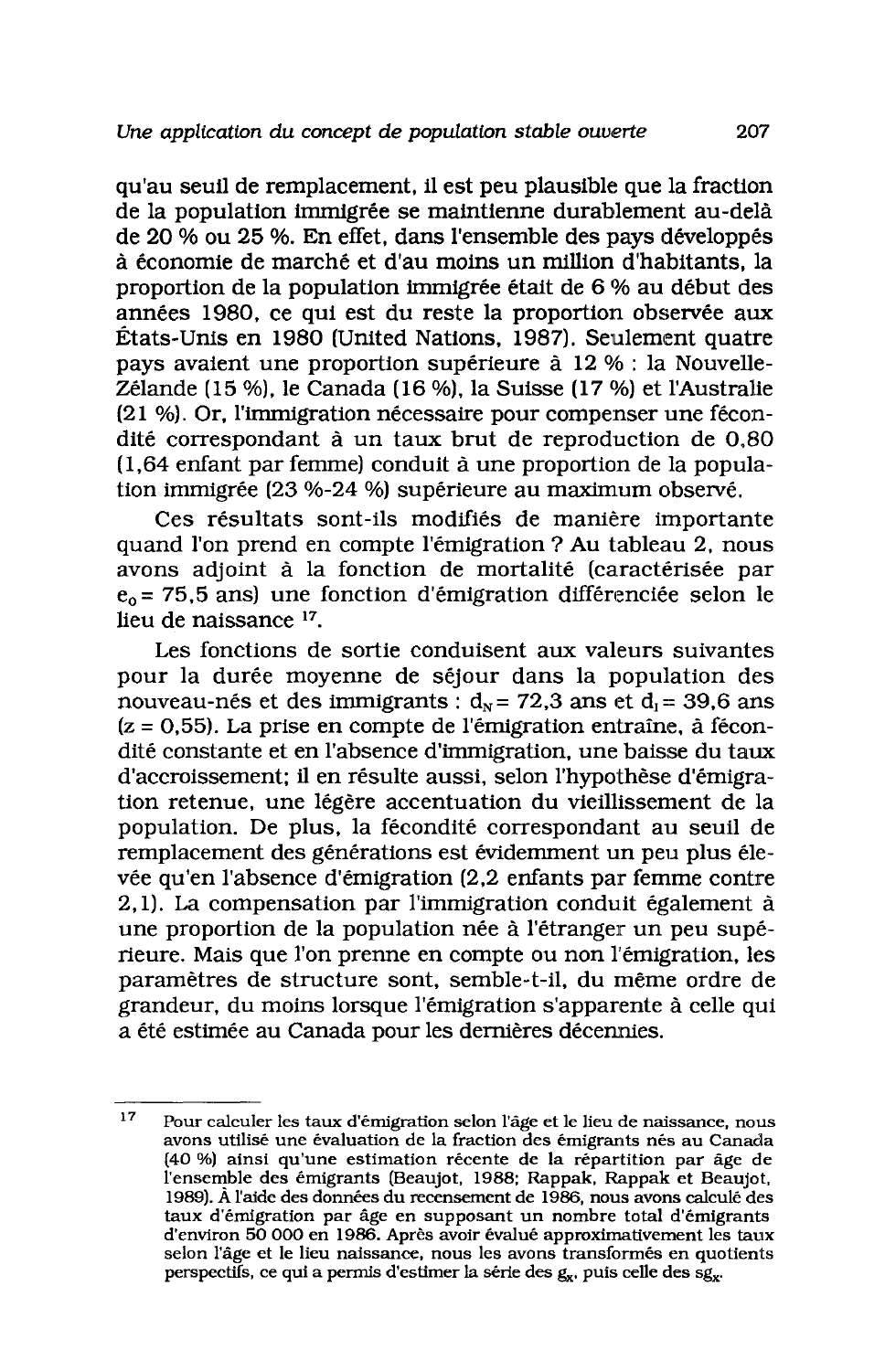qu'au seuil de remplacement, il est peu plausible que la fraction de la population immigrée se maintienne durablement au-delà de 20 % ou 25 %. En effet, dans l'ensemble des pays développés à économie de marché et d'au moins un million d'habitants, la proportion de la population immigrée était de 6 % au début des années 1980, ce qui est du reste la proportion observée aux États-Unis en 1980 (United Nations, 1987). Seulement quatre pays avaient une proportion supérieure à 12 % : la Nouvelle-Zélande (15 %), le Canada (16 %), la Suisse (17 %) et l'Australie (21 %). Or, l'immigration nécessaire pour compenser une fécondité correspondant à un taux brut de reproduction de 0,80 (1,64 enfant par femme) conduit à une proportion de la population immigrée (23 %-24 %) supérieure au maximum observé.

Ces résultats sont-ils modifiés de manière importante quand l'on prend en compte l'émigration ? Au tableau 2, nous avons adjoint à la fonction de mortalité (caractérisée par $e_0 = 75{,}5$ ans) une fonction d'émigration différenciée selon le lieu de naissance [17].

Les fonctions de sortie conduisent aux valeurs suivantes pour la durée moyenne de séjour dans la population des nouveau-nés et des immigrants : $d_N = 72{,}3$ ans et $d_I = 39{,}6$ ans ($z = 0{,}55$). La prise en compte de l'émigration entraîne, à fécondité constante et en l'absence d'immigration, une baisse du taux d'accroissement; il en résulte aussi, selon l'hypothèse d'émigration retenue, une légère accentuation du vieillissement de la population. De plus, la fécondité correspondant au seuil de remplacement des générations est évidemment un peu plus élevée qu'en l'absence d'émigration (2,2 enfants par femme contre 2,1). La compensation par l'immigration conduit également à une proportion de la population née à l'étranger un peu supérieure. Mais que l'on prenne en compte ou non l'émigration, les paramètres de structure sont, semble-t-il, du même ordre de grandeur, du moins lorsque l'émigration s'apparente à celle qui a été estimée au Canada pour les dernières décennies.

---

[17] Pour calculer les taux d'émigration selon l'âge et le lieu de naissance, nous avons utilisé une évaluation de la fraction des émigrants nés au Canada (40 %) ainsi qu'une estimation récente de la répartition par âge de l'ensemble des émigrants (Beaujot, 1988; Rappak, Rappak et Beaujot, 1989). À l'aide des données du recensement de 1986, nous avons calculé des taux d'émigration par âge en supposant un nombre total d'émigrants d'environ 50 000 en 1986. Après avoir évalué approximativement les taux selon l'âge et le lieu naissance, nous les avons transformés en quotients perspectifs, ce qui a permis d'estimer la série des $g_x$, puis celle des $sg_x$.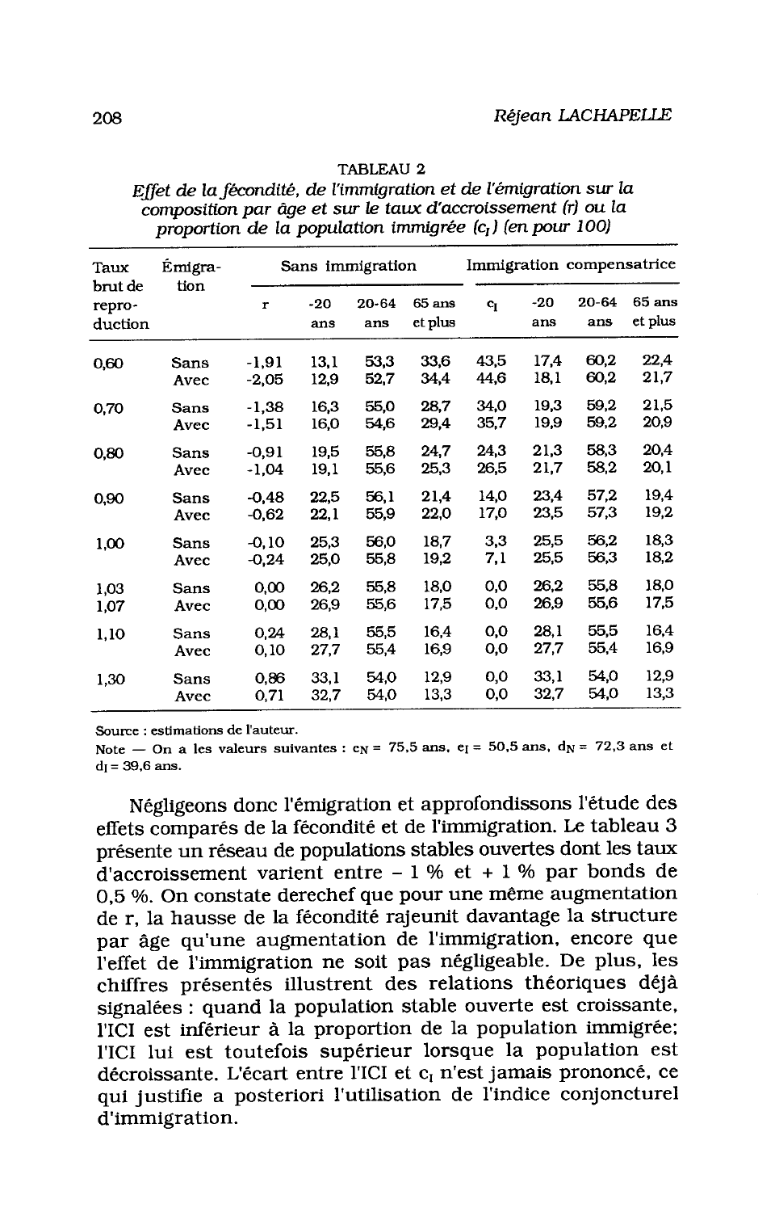TABLEAU 2

*Effet de la fécondité, de l'immigration et de l'émigration sur la composition par âge et sur le taux d'accroissement (r) ou la proportion de la population immigrée ($c_I$) (en pour 100)*

| Taux brut de reproduction | Émigration | Sans immigration | | | | Immigration compensatrice | | | |
|---|---|---|---|---|---|---|---|---|---|
| | | r | -20 ans | 20-64 ans | 65 ans et plus | $c_I$ | -20 ans | 20-64 ans | 65 ans et plus |
| 0,60 | Sans | -1,91 | 13,1 | 53,3 | 33,6 | 43,5 | 17,4 | 60,2 | 22,4 |
| | Avec | -2,05 | 12,9 | 52,7 | 34,4 | 44,6 | 18,1 | 60,2 | 21,7 |
| 0,70 | Sans | -1,38 | 16,3 | 55,0 | 28,7 | 34,0 | 19,3 | 59,2 | 21,5 |
| | Avec | -1,51 | 16,0 | 54,6 | 29,4 | 35,7 | 19,9 | 59,2 | 20,9 |
| 0,80 | Sans | -0,91 | 19,5 | 55,8 | 24,7 | 24,3 | 21,3 | 58,3 | 20,4 |
| | Avec | -1,04 | 19,1 | 55,6 | 25,3 | 26,5 | 21,7 | 58,2 | 20,1 |
| 0,90 | Sans | -0,48 | 22,5 | 56,1 | 21,4 | 14,0 | 23,4 | 57,2 | 19,4 |
| | Avec | -0,62 | 22,1 | 55,9 | 22,0 | 17,0 | 23,5 | 57,3 | 19,2 |
| 1,00 | Sans | -0,10 | 25,3 | 56,0 | 18,7 | 3,3 | 25,5 | 56,2 | 18,3 |
| | Avec | -0,24 | 25,0 | 55,8 | 19,2 | 7,1 | 25,5 | 56,3 | 18,2 |
| 1,03 | Sans | 0,00 | 26,2 | 55,8 | 18,0 | 0,0 | 26,2 | 55,8 | 18,0 |
| 1,07 | Avec | 0,00 | 26,9 | 55,6 | 17,5 | 0,0 | 26,9 | 55,6 | 17,5 |
| 1,10 | Sans | 0,24 | 28,1 | 55,5 | 16,4 | 0,0 | 28,1 | 55,5 | 16,4 |
| | Avec | 0,10 | 27,7 | 55,4 | 16,9 | 0,0 | 27,7 | 55,4 | 16,9 |
| 1,30 | Sans | 0,86 | 33,1 | 54,0 | 12,9 | 0,0 | 33,1 | 54,0 | 12,9 |
| | Avec | 0,71 | 32,7 | 54,0 | 13,3 | 0,0 | 32,7 | 54,0 | 13,3 |

Source : estimations de l'auteur.

Note — On a les valeurs suivantes : $e_N$ = 75,5 ans, $e_I$ = 50,5 ans, $d_N$ = 72,3 ans et $d_I$ = 39,6 ans.

Négligeons donc l'émigration et approfondissons l'étude des effets comparés de la fécondité et de l'immigration. Le tableau 3 présente un réseau de populations stables ouvertes dont les taux d'accroissement varient entre – 1 % et + 1 % par bonds de 0,5 %. On constate derechef que pour une même augmentation de r, la hausse de la fécondité rajeunit davantage la structure par âge qu'une augmentation de l'immigration, encore que l'effet de l'immigration ne soit pas négligeable. De plus, les chiffres présentés illustrent des relations théoriques déjà signalées : quand la population stable ouverte est croissante, l'ICI est inférieur à la proportion de la population immigrée; l'ICI lui est toutefois supérieur lorsque la population est décroissante. L'écart entre l'ICI et $c_I$ n'est jamais prononcé, ce qui justifie a posteriori l'utilisation de l'indice conjoncturel d'immigration.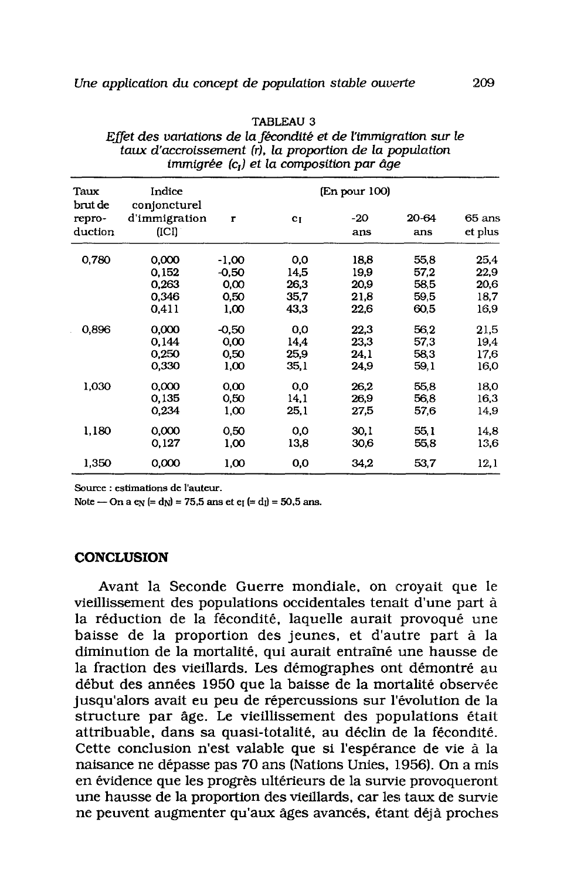TABLEAU 3

*Effet des variations de la fécondité et de l'immigration sur le taux d'accroissement (r), la proportion de la population immigrée ($c_I$) et la composition par âge*

| Taux brut de reproduction | Indice conjoncturel d'immigration (ICI) | r | $c_I$ | -20 ans | 20-64 ans | 65 ans et plus |
|---|---|---|---|---|---|---|
| | | (En pour 100) | | | | |
| 0,780 | 0,000 | -1,00 | 0,0 | 18,8 | 55,8 | 25,4 |
| | 0,152 | -0,50 | 14,5 | 19,9 | 57,2 | 22,9 |
| | 0,263 | 0,00 | 26,3 | 20,9 | 58,5 | 20,6 |
| | 0,346 | 0,50 | 35,7 | 21,8 | 59,5 | 18,7 |
| | 0,411 | 1,00 | 43,3 | 22,6 | 60,5 | 16,9 |
| 0,896 | 0,000 | -0,50 | 0,0 | 22,3 | 56,2 | 21,5 |
| | 0,144 | 0,00 | 14,4 | 23,3 | 57,3 | 19,4 |
| | 0,250 | 0,50 | 25,9 | 24,1 | 58,3 | 17,6 |
| | 0,330 | 1,00 | 35,1 | 24,9 | 59,1 | 16,0 |
| 1,030 | 0,000 | 0,00 | 0,0 | 26,2 | 55,8 | 18,0 |
| | 0,135 | 0,50 | 14,1 | 26,9 | 56,8 | 16,3 |
| | 0,234 | 1,00 | 25,1 | 27,5 | 57,6 | 14,9 |
| 1,180 | 0,000 | 0,50 | 0,0 | 30,1 | 55,1 | 14,8 |
| | 0,127 | 1,00 | 13,8 | 30,6 | 55,8 | 13,6 |
| 1,350 | 0,000 | 1,00 | 0,0 | 34,2 | 53,7 | 12,1 |

Source : estimations de l'auteur.

Note — On a $e_N$ (= $d_N$) = 75,5 ans et $e_I$ (= $d_I$) = 50,5 ans.

## CONCLUSION

Avant la Seconde Guerre mondiale, on croyait que le vieillissement des populations occidentales tenait d'une part à la réduction de la fécondité, laquelle aurait provoqué une baisse de la proportion des jeunes, et d'autre part à la diminution de la mortalité, qui aurait entraîné une hausse de la fraction des vieillards. Les démographes ont démontré au début des années 1950 que la baisse de la mortalité observée jusqu'alors avait eu peu de répercussions sur l'évolution de la structure par âge. Le vieillissement des populations était attribuable, dans sa quasi-totalité, au déclin de la fécondité. Cette conclusion n'est valable que si l'espérance de vie à la naisance ne dépasse pas 70 ans (Nations Unies, 1956). On a mis en évidence que les progrès ultérieurs de la survie provoqueront une hausse de la proportion des vieillards, car les taux de survie ne peuvent augmenter qu'aux âges avancés, étant déjà proches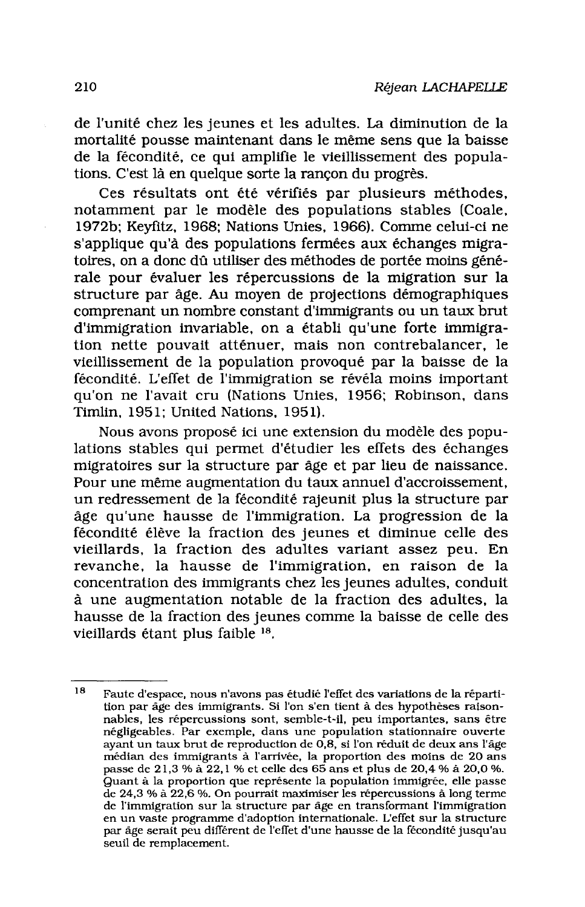de l'unité chez les jeunes et les adultes. La diminution de la mortalité pousse maintenant dans le même sens que la baisse de la fécondité, ce qui amplifie le vieillissement des populations. C'est là en quelque sorte la rançon du progrès.

Ces résultats ont été vérifiés par plusieurs méthodes, notamment par le modèle des populations stables (Coale, 1972b; Keyfitz, 1968; Nations Unies, 1966). Comme celui-ci ne s'applique qu'à des populations fermées aux échanges migratoires, on a donc dû utiliser des méthodes de portée moins générale pour évaluer les répercussions de la migration sur la structure par âge. Au moyen de projections démographiques comprenant un nombre constant d'immigrants ou un taux brut d'immigration invariable, on a établi qu'une forte immigration nette pouvait atténuer, mais non contrebalancer, le vieillissement de la population provoqué par la baisse de la fécondité. L'effet de l'immigration se révéla moins important qu'on ne l'avait cru (Nations Unies, 1956; Robinson, dans Timlin, 1951; United Nations, 1951).

Nous avons proposé ici une extension du modèle des populations stables qui permet d'étudier les effets des échanges migratoires sur la structure par âge et par lieu de naissance. Pour une même augmentation du taux annuel d'accroissement, un redressement de la fécondité rajeunit plus la structure par âge qu'une hausse de l'immigration. La progression de la fécondité élève la fraction des jeunes et diminue celle des vieillards, la fraction des adultes variant assez peu. En revanche, la hausse de l'immigration, en raison de la concentration des immigrants chez les jeunes adultes, conduit à une augmentation notable de la fraction des adultes, la hausse de la fraction des jeunes comme la baisse de celle des vieillards étant plus faible [18].

---

[18] Faute d'espace, nous n'avons pas étudié l'effet des variations de la répartition par âge des immigrants. Si l'on s'en tient à des hypothèses raisonnables, les répercussions sont, semble-t-il, peu importantes, sans être négligeables. Par exemple, dans une population stationnaire ouverte ayant un taux brut de reproduction de 0,8, si l'on réduit de deux ans l'âge médian des immigrants à l'arrivée, la proportion des moins de 20 ans passe de 21,3 % à 22,1 % et celle des 65 ans et plus de 20,4 % à 20,0 %. Quant à la proportion que représente la population immigrée, elle passe de 24,3 % à 22,6 %. On pourrait maximiser les répercussions à long terme de l'immigration sur la structure par âge en transformant l'immigration en un vaste programme d'adoption internationale. L'effet sur la structure par âge serait peu différent de l'effet d'une hausse de la fécondité jusqu'au seuil de remplacement.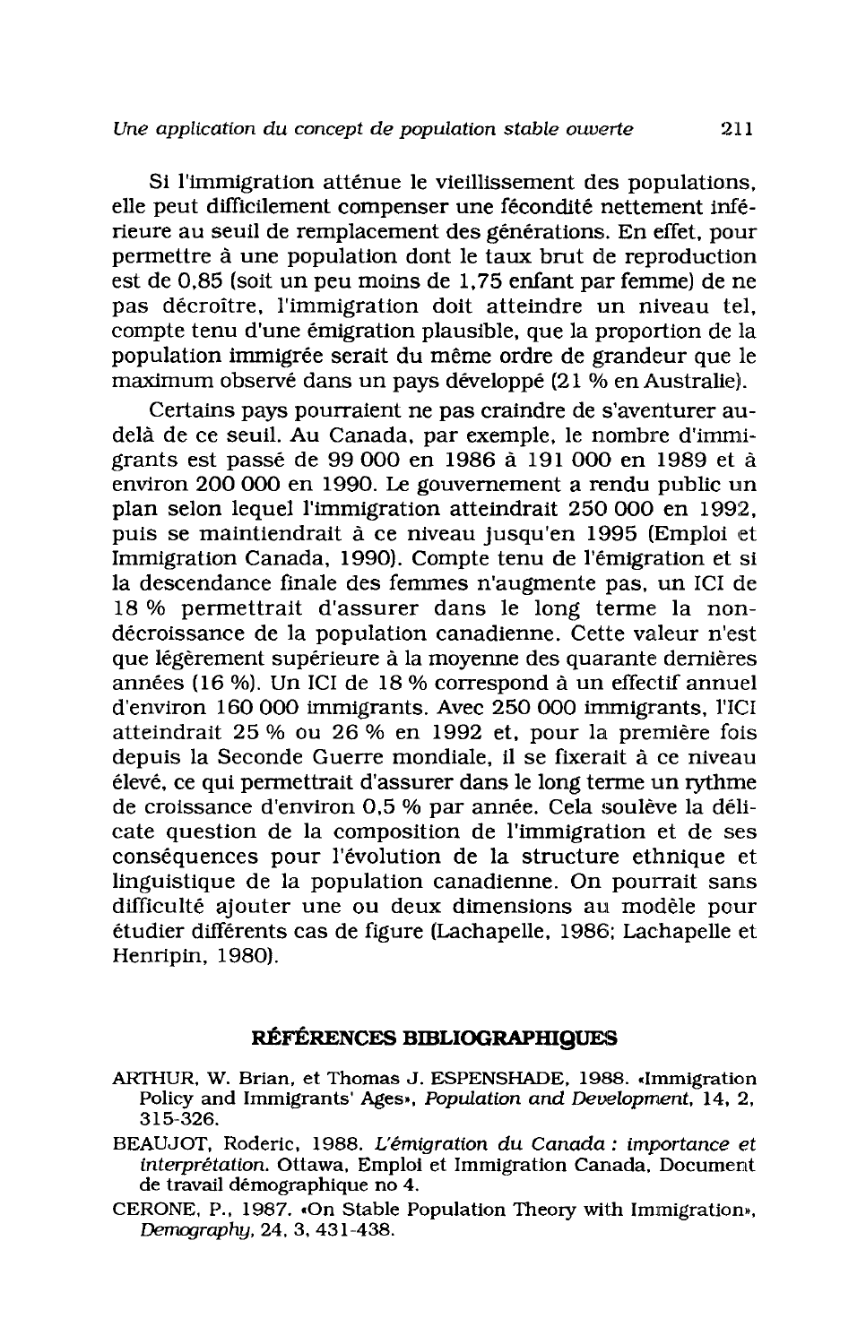Si l'immigration atténue le vieillissement des populations, elle peut difficilement compenser une fécondité nettement inférieure au seuil de remplacement des générations. En effet, pour permettre à une population dont le taux brut de reproduction est de 0,85 (soit un peu moins de 1,75 enfant par femme) de ne pas décroître, l'immigration doit atteindre un niveau tel, compte tenu d'une émigration plausible, que la proportion de la population immigrée serait du même ordre de grandeur que le maximum observé dans un pays développé (21 % en Australie).

Certains pays pourraient ne pas craindre de s'aventurer audelà de ce seuil. Au Canada, par exemple, le nombre d'immigrants est passé de 99 000 en 1986 à 191 000 en 1989 et à environ 200 000 en 1990. Le gouvernement a rendu public un plan selon lequel l'immigration atteindrait 250 000 en 1992, puis se maintiendrait à ce niveau jusqu'en 1995 (Emploi et Immigration Canada, 1990). Compte tenu de l'émigration et si la descendance finale des femmes n'augmente pas, un ICI de 18 % permettrait d'assurer dans le long terme la non-décroissance de la population canadienne. Cette valeur n'est que légèrement supérieure à la moyenne des quarante dernières années (16 %). Un ICI de 18 % correspond à un effectif annuel d'environ 160 000 immigrants. Avec 250 000 immigrants, l'ICI atteindrait 25 % ou 26 % en 1992 et, pour la première fois depuis la Seconde Guerre mondiale, il se fixerait à ce niveau élevé, ce qui permettrait d'assurer dans le long terme un rythme de croissance d'environ 0,5 % par année. Cela soulève la délicate question de la composition de l'immigration et de ses conséquences pour l'évolution de la structure ethnique et linguistique de la population canadienne. On pourrait sans difficulté ajouter une ou deux dimensions au modèle pour étudier différents cas de figure (Lachapelle, 1986; Lachapelle et Henripin, 1980).

## RÉFÉRENCES BIBLIOGRAPHIQUES

ARTHUR, W. Brian, et Thomas J. ESPENSHADE, 1988. «Immigration Policy and Immigrants' Ages», *Population and Development*, 14, 2, 315-326.

BEAUJOT, Roderic, 1988. *L'émigration du Canada : importance et interprétation.* Ottawa, Emploi et Immigration Canada, Document de travail démographique no 4.

CERONE, P., 1987. «On Stable Population Theory with Immigration», *Demography*, 24, 3, 431-438.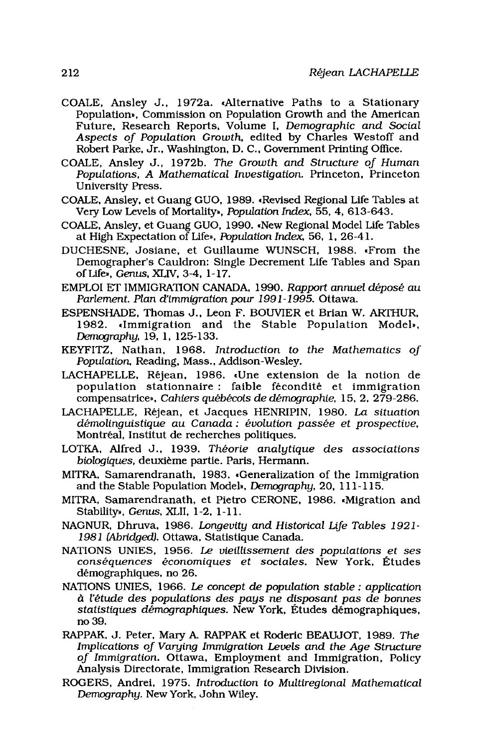COALE, Ansley J., 1972a. «Alternative Paths to a Stationary Population», Commission on Population Growth and the American Future, Research Reports, Volume I, *Demographic and Social Aspects of Population Growth*, edited by Charles Westoff and Robert Parke, Jr., Washington, D. C., Government Printing Office.

COALE, Ansley J., 1972b. *The Growth and Structure of Human Populations, A Mathematical Investigation*. Princeton, Princeton University Press.

COALE, Ansley, et Guang GUO, 1989. «Revised Regional Life Tables at Very Low Levels of Mortality», *Population Index*, 55, 4, 613-643.

COALE, Ansley, et Guang GUO, 1990. «New Regional Model Life Tables at High Expectation of Life», *Population Index*, 56, 1, 26-41.

DUCHESNE, Josiane, et Guillaume WUNSCH, 1988. «From the Demographer's Cauldron: Single Decrement Life Tables and Span of Life», *Genus*, XLIV, 3-4, 1-17.

EMPLOI ET IMMIGRATION CANADA, 1990. *Rapport annuel déposé au Parlement. Plan d'immigration pour 1991-1995*. Ottawa.

ESPENSHADE, Thomas J., Leon F. BOUVIER et Brian W. ARTHUR, 1982. «Immigration and the Stable Population Model», *Demography*, 19, 1, 125-133.

KEYFITZ, Nathan, 1968. *Introduction to the Mathematics of Population*, Reading, Mass., Addison-Wesley.

LACHAPELLE, Réjean, 1986. «Une extension de la notion de population stationnaire : faible fécondité et immigration compensatrice», *Cahiers québécois de démographie*, 15, 2, 279-286.

LACHAPELLE, Réjean, et Jacques HENRIPIN, 1980. *La situation démolinguistique au Canada : évolution passée et prospective*, Montréal, Institut de recherches politiques.

LOTKA, Alfred J., 1939. *Théorie analytique des associations biologiques*, deuxième partie. Paris, Hermann.

MITRA, Samarendranath, 1983. «Generalization of the Immigration and the Stable Population Model», *Demography*, 20, 111-115.

MITRA, Samarendranath, et Pietro CERONE, 1986. «Migration and Stability», *Genus*, XLII, 1-2, 1-11.

NAGNUR, Dhruva, 1986. *Longevity and Historical Life Tables 1921-1981 (Abridged)*. Ottawa, Statistique Canada.

NATIONS UNIES, 1956. *Le vieillissement des populations et ses conséquences économiques et sociales*. New York, Études démographiques, no 26.

NATIONS UNIES, 1966. *Le concept de population stable : application à l'étude des populations des pays ne disposant pas de bonnes statistiques démographiques*. New York, Études démographiques, no 39.

RAPPAK, J. Peter, Mary A. RAPPAK et Roderic BEAUJOT, 1989. *The Implications of Varying Immigration Levels and the Age Structure of Immigration*. Ottawa, Employment and Immigration, Policy Analysis Directorate, Immigration Research Division.

ROGERS, Andrei, 1975. *Introduction to Multiregional Mathematical Demography*. New York, John Wiley.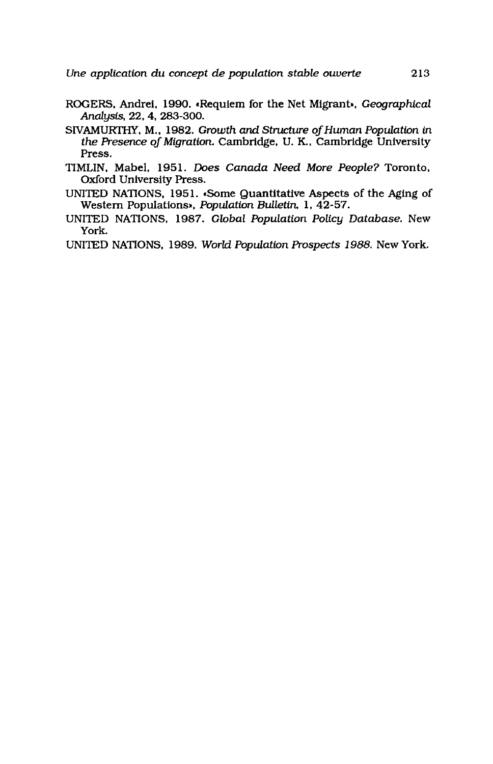ROGERS, Andrei, 1990. «Requiem for the Net Migrant», *Geographical Analysis*, 22, 4, 283-300.

SIVAMURTHY, M., 1982. *Growth and Structure of Human Population in the Presence of Migration*. Cambridge, U. K., Cambridge University Press.

TIMLIN, Mabel, 1951. *Does Canada Need More People?* Toronto, Oxford University Press.

UNITED NATIONS, 1951. «Some Quantitative Aspects of the Aging of Western Populations», *Population Bulletin*, 1, 42-57.

UNITED NATIONS, 1987. *Global Population Policy Database*. New York.

UNITED NATIONS, 1989. *World Population Prospects 1988*. New York.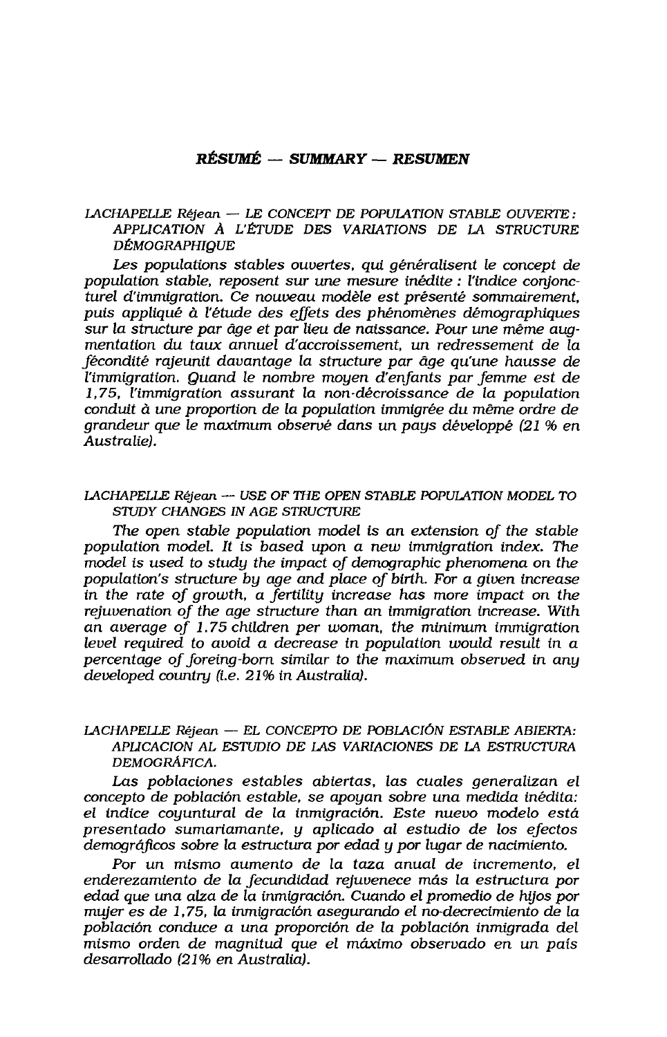## *RÉSUMÉ — SUMMARY — RESUMEN*

*LACHAPELLE Réjean — LE CONCEPT DE POPULATION STABLE OUVERTE : APPLICATION À L'ÉTUDE DES VARIATIONS DE LA STRUCTURE DÉMOGRAPHIQUE*

*Les populations stables ouvertes, qui généralisent le concept de population stable, reposent sur une mesure inédite : l'indice conjoncturel d'immigration. Ce nouveau modèle est présenté sommairement, puis appliqué à l'étude des effets des phénomènes démographiques sur la structure par âge et par lieu de naissance. Pour une même augmentation du taux annuel d'accroissement, un redressement de la fécondité rajeunit davantage la structure par âge qu'une hausse de l'immigration. Quand le nombre moyen d'enfants par femme est de 1,75, l'immigration assurant la non-décroissance de la population conduit à une proportion de la population immigrée du même ordre de grandeur que le maximum observé dans un pays développé (21 % en Australie).*

*LACHAPELLE Réjean — USE OF THE OPEN STABLE POPULATION MODEL TO STUDY CHANGES IN AGE STRUCTURE*

*The open stable population model is an extension of the stable population model. It is based upon a new immigration index. The model is used to study the impact of demographic phenomena on the population's structure by age and place of birth. For a given increase in the rate of growth, a fertility increase has more impact on the rejuvenation of the age structure than an immigration increase. With an average of 1.75 children per woman, the minimum immigration level required to avoid a decrease in population would result in a percentage of foreing-born similar to the maximum observed in any developed country (i.e. 21% in Australia).*

*LACHAPELLE Réjean — EL CONCEPTO DE POBLACIÓN ESTABLE ABIERTA: APLICACION AL ESTUDIO DE LAS VARIACIONES DE LA ESTRUCTURA DEMOGRÁFICA.*

*Las poblaciones estables abiertas, las cuales generalizan el concepto de población estable, se apoyan sobre una medida inédita: el índice coyuntural de la inmigración. Este nuevo modelo está presentado sumariamante, y aplicado al estudio de los efectos demográficos sobre la estructura por edad y por lugar de nacimiento.*

*Por un mismo aumento de la taza anual de incremento, el enderezamiento de la fecundidad rejuvenece más la estructura por edad que una alza de la inmigración. Cuando el promedio de hijos por mujer es de 1,75, la inmigración asegurando el no-decrecimiento de la población conduce a una proporción de la población inmigrada del mismo orden de magnitud que el máximo observado en un país desarrollado (21% en Australia).*